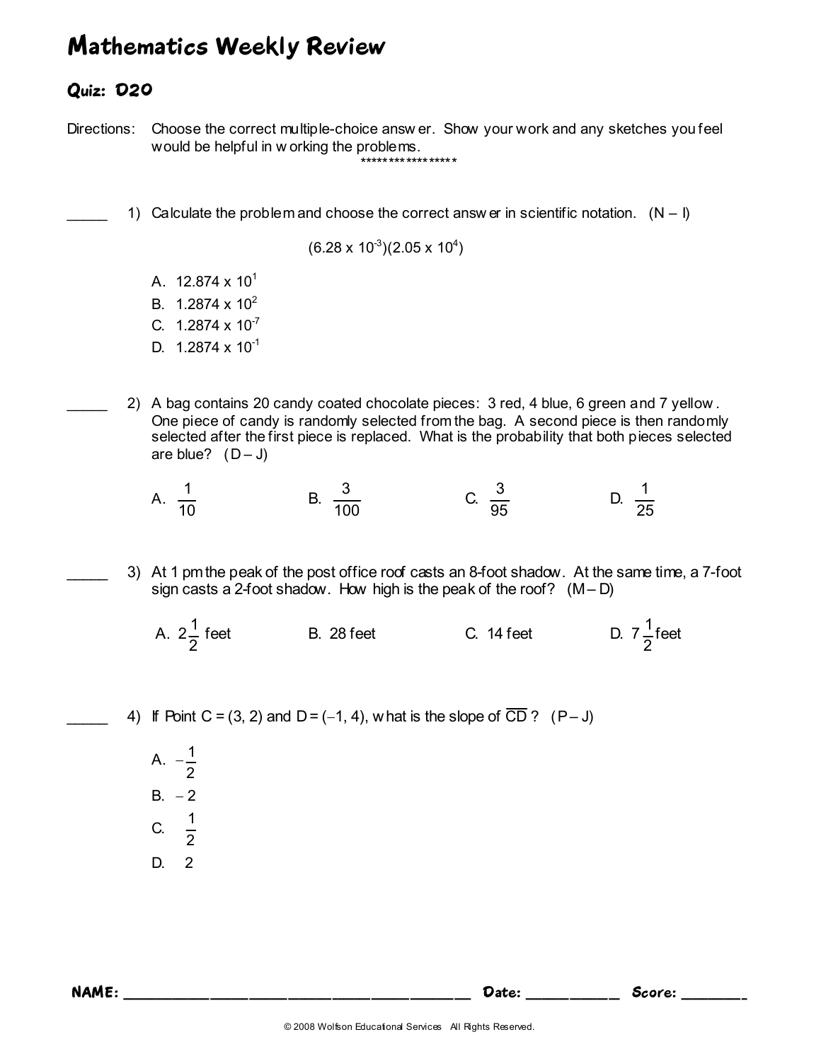# Mathematics Weekly Review

## Quiz: D20

Directions: Choose the correct multiple-choice answer. Show your work and any sketches you feel would be helpful in working the problems.

*****************

_____ 1) Calculate the problem and choose the correct answer in scientific notation. (N – I)

$$(6.28 \times 10^{-3})(2.05 \times 10^{4})$$

A. $12.874 \times 10^{1}$
B. $1.2874 \times 10^{2}$
C. $1.2874 \times 10^{-7}$
D. $1.2874 \times 10^{-1}$

_____ 2) A bag contains 20 candy coated chocolate pieces: 3 red, 4 blue, 6 green and 7 yellow. One piece of candy is randomly selected from the bag. A second piece is then randomly selected after the first piece is replaced. What is the probability that both pieces selected are blue? (D – J)

A. $\frac{1}{10}$ B. $\frac{3}{100}$ C. $\frac{3}{95}$ D. $\frac{1}{25}$

_____ 3) At 1 pm the peak of the post office roof casts an 8-foot shadow. At the same time, a 7-foot sign casts a 2-foot shadow. How high is the peak of the roof? (M – D)

A. $2\frac{1}{2}$ feet B. 28 feet C. 14 feet D. $7\frac{1}{2}$ feet

_____ 4) If Point C = (3, 2) and D = (−1, 4), what is the slope of $\overline{CD}$? (P – J)

A. $-\frac{1}{2}$
B. $-2$
C. $\frac{1}{2}$
D. 2

**NAME:** ______________________________ **Date:** __________ **Score:** ________

© 2008 Wolfson Educational Services All Rights Reserved.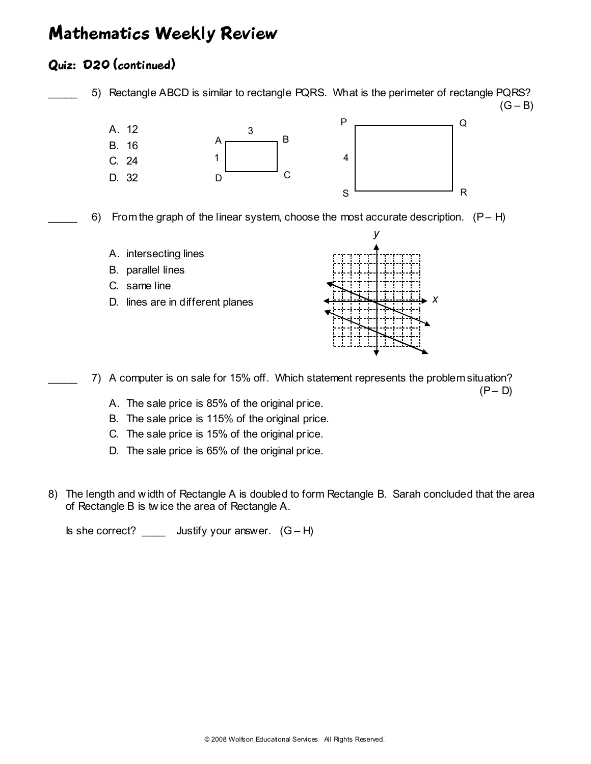# Mathematics Weekly Review

## Quiz: D20 (continued)

_____ 5) Rectangle ABCD is similar to rectangle PQRS. What is the perimeter of rectangle PQRS? (G – B)

A. 12
B. 16
C. 24
D. 32

3
A B
1
D C

P Q
4
S R

_____ 6) From the graph of the linear system, choose the most accurate description. (P – H)

A. intersecting lines
B. parallel lines
C. same line
D. lines are in different planes

y
x

_____ 7) A computer is on sale for 15% off. Which statement represents the problem situation? (P – D)

A. The sale price is 85% of the original price.
B. The sale price is 115% of the original price.
C. The sale price is 15% of the original price.
D. The sale price is 65% of the original price.

8) The length and width of Rectangle A is doubled to form Rectangle B. Sarah concluded that the area of Rectangle B is twice the area of Rectangle A.

Is she correct? ____ Justify your answer. (G – H)